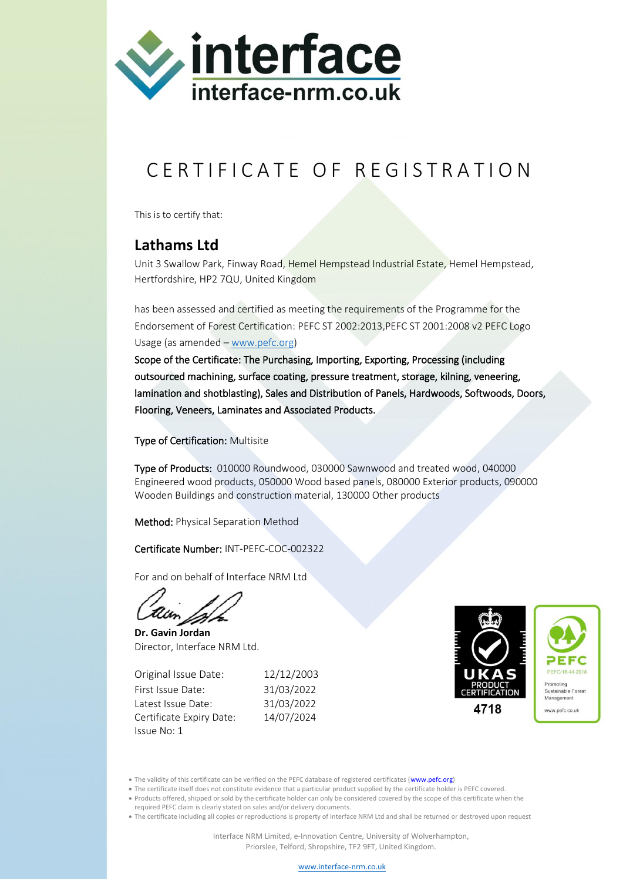interface
interface-nrm.co.uk

# CERTIFICATE OF REGISTRATION

This is to certify that:

## Lathams Ltd

Unit 3 Swallow Park, Finway Road, Hemel Hempstead Industrial Estate, Hemel Hempstead, Hertfordshire, HP2 7QU, United Kingdom

has been assessed and certified as meeting the requirements of the Programme for the Endorsement of Forest Certification: PEFC ST 2002:2013,PEFC ST 2001:2008 v2 PEFC Logo Usage (as amended – www.pefc.org)

Scope of the Certificate: The Purchasing, Importing, Exporting, Processing (including outsourced machining, surface coating, pressure treatment, storage, kilning, veneering, lamination and shotblasting), Sales and Distribution of Panels, Hardwoods, Softwoods, Doors, Flooring, Veneers, Laminates and Associated Products.

**Type of Certification:** Multisite

**Type of Products:** 010000 Roundwood, 030000 Sawnwood and treated wood, 040000 Engineered wood products, 050000 Wood based panels, 080000 Exterior products, 090000 Wooden Buildings and construction material, 130000 Other products

**Method:** Physical Separation Method

**Certificate Number:** INT-PEFC-COC-002322

For and on behalf of Interface NRM Ltd

**Dr. Gavin Jordan**
Director, Interface NRM Ltd.

| | |
|---|---|
| Original Issue Date: | 12/12/2003 |
| First Issue Date: | 31/03/2022 |
| Latest Issue Date: | 31/03/2022 |
| Certificate Expiry Date: | 14/07/2024 |
| Issue No: 1 | |

UKAS PRODUCT CERTIFICATION 4718

PEFC PEFC/16-44-2018 Promoting Sustainable Forest Management www.pefc.co.uk

- The validity of this certificate can be verified on the PEFC database of registered certificates (www.pefc.org)
- The certificate itself does not constitute evidence that a particular product supplied by the certificate holder is PEFC covered.
- Products offered, shipped or sold by the certificate holder can only be considered covered by the scope of this certificate when the required PEFC claim is clearly stated on sales and/or delivery documents.
- The certificate including all copies or reproductions is property of Interface NRM Ltd and shall be returned or destroyed upon request

Interface NRM Limited, e-Innovation Centre, University of Wolverhampton, Priorslee, Telford, Shropshire, TF2 9FT, United Kingdom.

www.interface-nrm.co.uk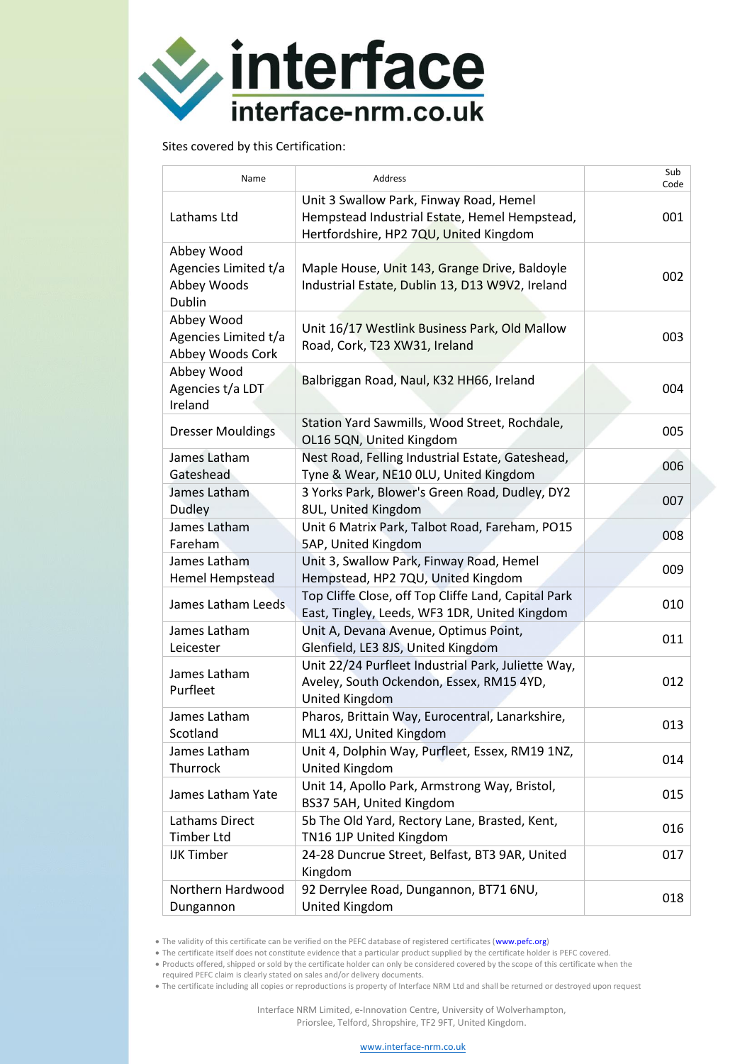Sites covered by this Certification:

| Name | Address | Sub Code |
|---|---|---|
| Lathams Ltd | Unit 3 Swallow Park, Finway Road, Hemel Hempstead Industrial Estate, Hemel Hempstead, Hertfordshire, HP2 7QU, United Kingdom | 001 |
| Abbey Wood Agencies Limited t/a Abbey Woods Dublin | Maple House, Unit 143, Grange Drive, Baldoyle Industrial Estate, Dublin 13, D13 W9V2, Ireland | 002 |
| Abbey Wood Agencies Limited t/a Abbey Woods Cork | Unit 16/17 Westlink Business Park, Old Mallow Road, Cork, T23 XW31, Ireland | 003 |
| Abbey Wood Agencies t/a LDT Ireland | Balbriggan Road, Naul, K32 HH66, Ireland | 004 |
| Dresser Mouldings | Station Yard Sawmills, Wood Street, Rochdale, OL16 5QN, United Kingdom | 005 |
| James Latham Gateshead | Nest Road, Felling Industrial Estate, Gateshead, Tyne & Wear, NE10 0LU, United Kingdom | 006 |
| James Latham Dudley | 3 Yorks Park, Blower's Green Road, Dudley, DY2 8UL, United Kingdom | 007 |
| James Latham Fareham | Unit 6 Matrix Park, Talbot Road, Fareham, PO15 5AP, United Kingdom | 008 |
| James Latham Hemel Hempstead | Unit 3, Swallow Park, Finway Road, Hemel Hempstead, HP2 7QU, United Kingdom | 009 |
| James Latham Leeds | Top Cliffe Close, off Top Cliffe Land, Capital Park East, Tingley, Leeds, WF3 1DR, United Kingdom | 010 |
| James Latham Leicester | Unit A, Devana Avenue, Optimus Point, Glenfield, LE3 8JS, United Kingdom | 011 |
| James Latham Purfleet | Unit 22/24 Purfleet Industrial Park, Juliette Way, Aveley, South Ockendon, Essex, RM15 4YD, United Kingdom | 012 |
| James Latham Scotland | Pharos, Brittain Way, Eurocentral, Lanarkshire, ML1 4XJ, United Kingdom | 013 |
| James Latham Thurrock | Unit 4, Dolphin Way, Purfleet, Essex, RM19 1NZ, United Kingdom | 014 |
| James Latham Yate | Unit 14, Apollo Park, Armstrong Way, Bristol, BS37 5AH, United Kingdom | 015 |
| Lathams Direct Timber Ltd | 5b The Old Yard, Rectory Lane, Brasted, Kent, TN16 1JP United Kingdom | 016 |
| IJK Timber | 24-28 Duncrue Street, Belfast, BT3 9AR, United Kingdom | 017 |
| Northern Hardwood Dungannon | 92 Derrylee Road, Dungannon, BT71 6NU, United Kingdom | 018 |

- The validity of this certificate can be verified on the PEFC database of registered certificates (www.pefc.org)
- The certificate itself does not constitute evidence that a particular product supplied by the certificate holder is PEFC covered.
- Products offered, shipped or sold by the certificate holder can only be considered covered by the scope of this certificate when the required PEFC claim is clearly stated on sales and/or delivery documents.
- The certificate including all copies or reproductions is property of Interface NRM Ltd and shall be returned or destroyed upon request

Interface NRM Limited, e-Innovation Centre, University of Wolverhampton, Priorslee, Telford, Shropshire, TF2 9FT, United Kingdom.

www.interface-nrm.co.uk